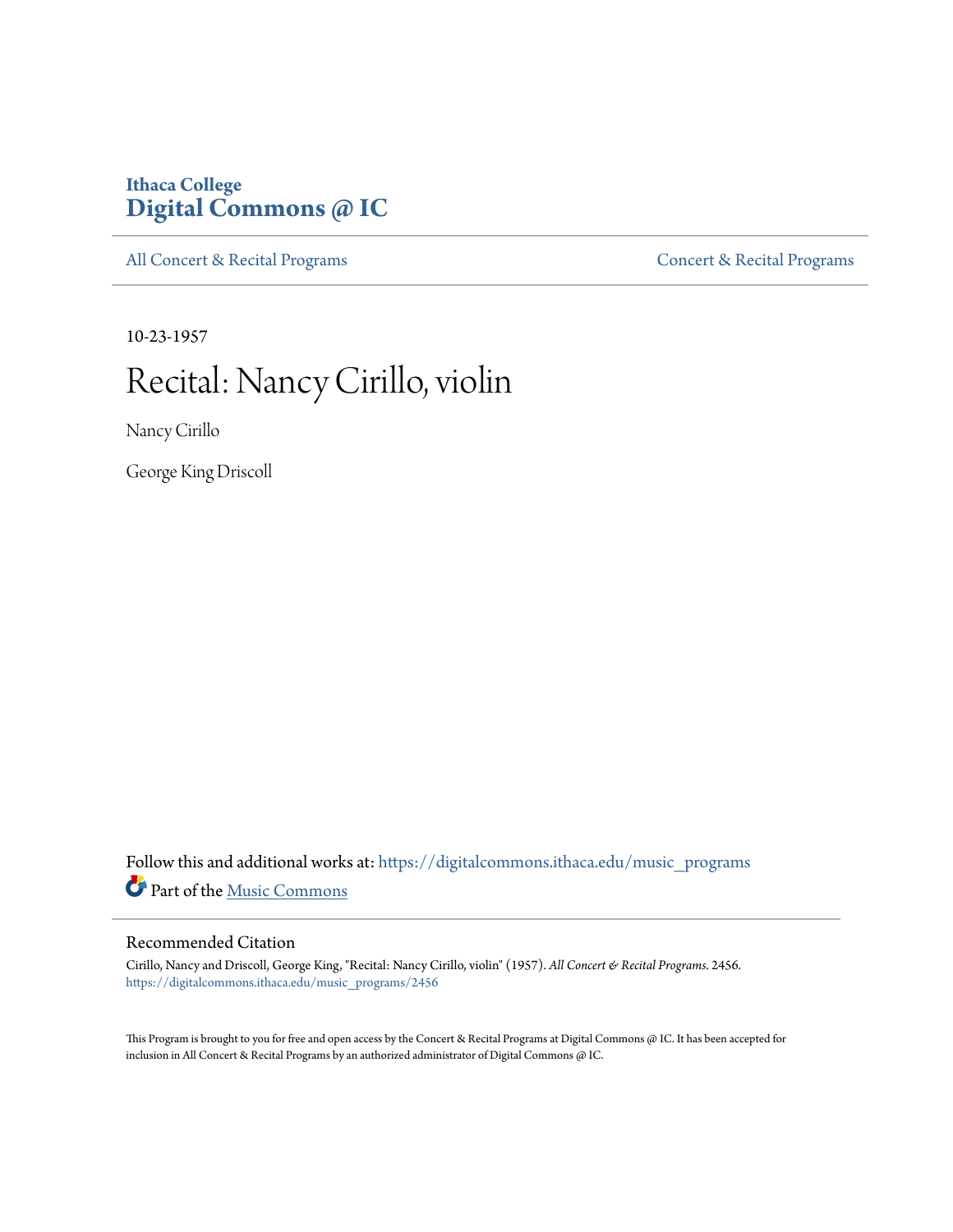Ithaca College
# Digital Commons @ IC

All Concert & Recital Programs | Concert & Recital Programs

10-23-1957

# Recital: Nancy Cirillo, violin

Nancy Cirillo

George King Driscoll

Follow this and additional works at: https://digitalcommons.ithaca.edu/music_programs

Part of the Music Commons

## Recommended Citation

Cirillo, Nancy and Driscoll, George King, "Recital: Nancy Cirillo, violin" (1957). *All Concert & Recital Programs*. 2456.
https://digitalcommons.ithaca.edu/music_programs/2456

This Program is brought to you for free and open access by the Concert & Recital Programs at Digital Commons @ IC. It has been accepted for inclusion in All Concert & Recital Programs by an authorized administrator of Digital Commons @ IC.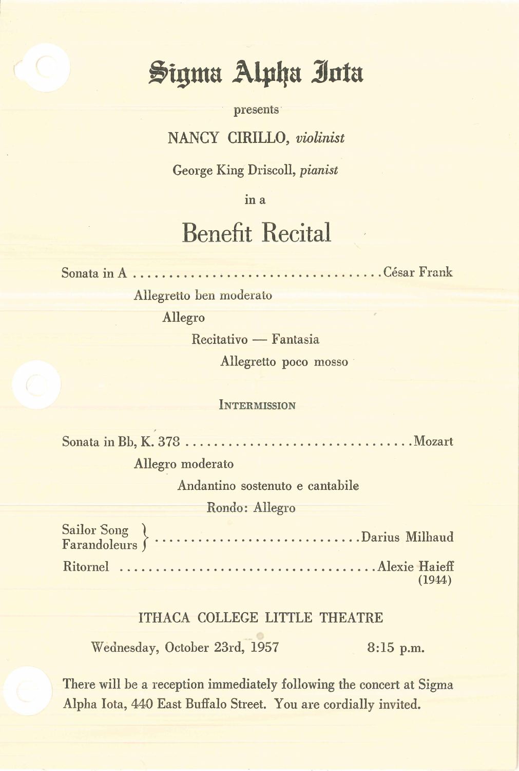# Sigma Alpha Iota

presents

NANCY CIRILLO, *violinist*

George King Driscoll, *pianist*

in a

## Benefit Recital

Sonata in A .................................... César Frank

Allegretto ben moderato

Allegro

Recitativo — Fantasia

Allegretto poco mosso

INTERMISSION

Sonata in Bb, K. 378 .................................... Mozart

Allegro moderato

Andantino sostenuto e cantabile

Rondo: Allegro

Sailor Song
Farandoleurs } .................................... Darius Milhaud

Ritornel .................................... Alexie Haieff
(1944)

ITHACA COLLEGE LITTLE THEATRE

Wednesday, October 23rd, 1957 8:15 p.m.

There will be a reception immediately following the concert at Sigma Alpha Iota, 440 East Buffalo Street. You are cordially invited.